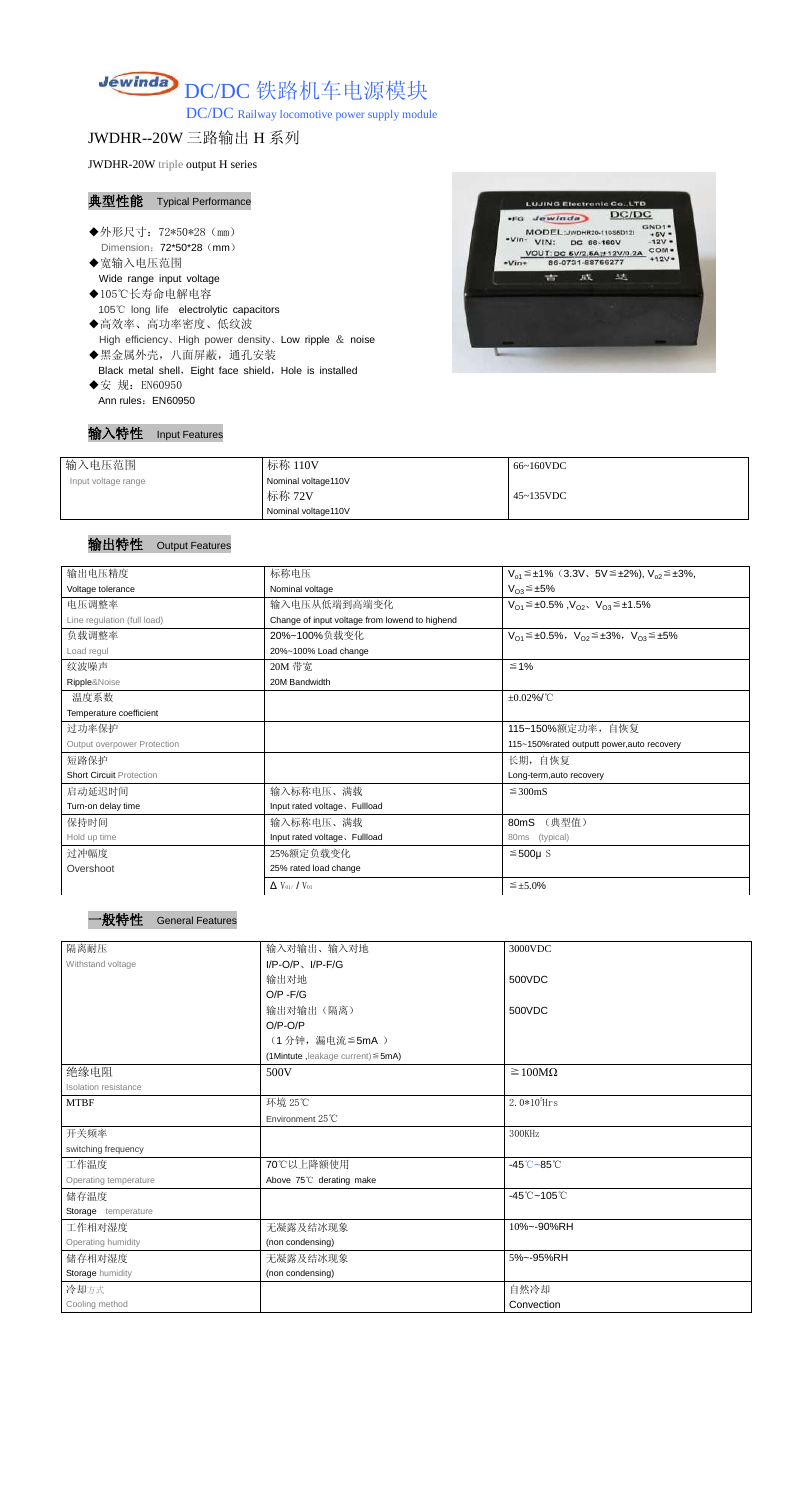# DC/DC 铁路机车电源模块

DC/DC Railway locomotive power supply module

## JWDHR--20W 三路输出 H 系列

JWDHR-20W triple output H series

### 典型性能 Typical Performance

- ◆外形尺寸：72*50*28（mm）
  Dimension：72*50*28（mm）
- ◆宽输入电压范围
  Wide range input voltage
- ◆105℃长寿命电解电容
  105℃ long life electrolytic capacitors
- ◆高效率、高功率密度、低纹波
  High efficiency、High power density、Low ripple & noise
- ◆黑金属外壳，八面屏蔽，通孔安装
  Black metal shell，Eight face shield，Hole is installed
- ◆安 规：EN60950
  Ann rules：EN60950

### 输入特性 Input Features

| 输入电压范围 Input voltage range | 标称 110V Nominal voltage110V | 66~160VDC |
|---|---|---|
| | 标称 72V Nominal voltage110V | 45~135VDC |

### 输出特性 Output Features

| 输出电压精度 Voltage tolerance | 标称电压 Nominal voltage | $V_{o1}\leq\pm1\%$（3.3V、5V≤±2%), $V_{o2}\leq\pm3\%$, $V_{O3}\leq\pm5\%$ |
|---|---|---|
| 电压调整率 Line regulation (full load) | 输入电压从低端到高端变化 Change of input voltage from lowend to highend | $V_{O1}\leq\pm0.5\%$ ,$V_{O2}$、$V_{O3}\leq\pm1.5\%$ |
| 负载调整率 Load regul | 20%~100%负载变化 20%~100% Load change | $V_{O1}\leq\pm0.5\%$，$V_{O2}\leq\pm3\%$，$V_{O3}\leq\pm5\%$ |
| 纹波噪声 Ripple&Noise | 20M 带宽 20M Bandwidth | ≤1% |
| 温度系数 Temperature coefficient | | ±0.02%/℃ |
| 过功率保护 Output overpower Protection | | 115~150%额定功率，自恢复 115~150%rated outputt power,auto recovery |
| 短路保护 Short Circuit Protection | | 长期，自恢复 Long-term,auto recovery |
| 启动延迟时间 Turn-on delay time | 输入标称电压、满载 Input rated voltage、Fullload | ≤300mS |
| 保持时间 Hold up time | 输入标称电压、满载 Input rated voltage、Fullload | 80mS （典型值） 80ms (typical) |
| 过冲幅度 Overshoot | 25%额定负载变化 25% rated load change | ≤500μS |
| | $\Delta V_{01}/V_{01}$ | ≤±5.0% |

### 一般特性 General Features

| 隔离耐压 Withstand voltage | 输入对输出、输入对地 I/P-O/P、I/P-F/G | 3000VDC |
|---|---|---|
| | 输出对地 O/P -F/G | 500VDC |
| | 输出对输出（隔离） O/P-O/P （1 分钟，漏电流≦5mA ） (1Mintute ,leakage current)≦5mA) | 500VDC |
| 绝缘电阻 Isolation resistance | 500V | ≥100MΩ |
| MTBF | 环境 25℃ Environment 25℃ | $2.0*10^5$Hrs |
| 开关频率 switching frequency | | 300KHz |
| 工作温度 Operating temperature | 70℃以上降额使用 Above 75℃ derating make | -45℃~85℃ |
| 储存温度 Storage temperature | | -45℃~105℃ |
| 工作相对湿度 Operating humidity | 无凝露及结冰现象 (non condensing) | 10%~-90%RH |
| 储存相对湿度 Storage humidity | 无凝露及结冰现象 (non condensing) | 5%~-95%RH |
| 冷却方式 Cooling method | | 自然冷却 Convection |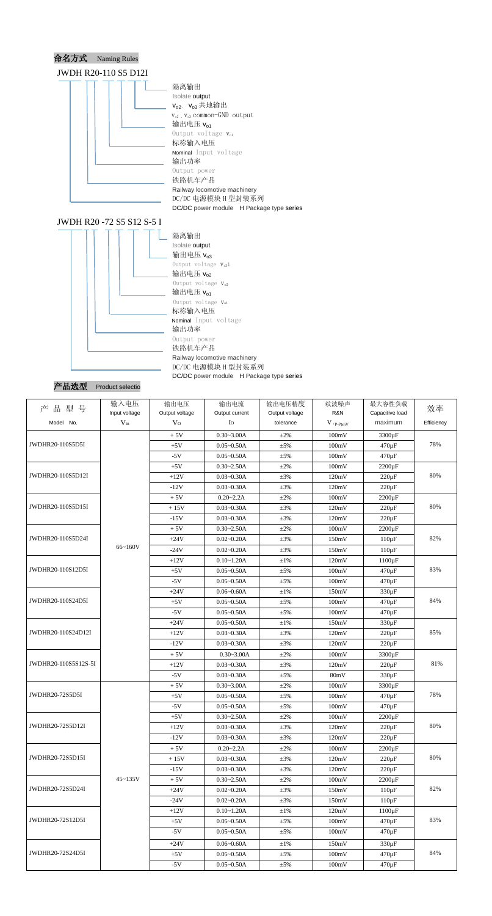## 命名方式 Naming Rules

**JWDH R20-110 S5 D12I**

- 隔离输出 Isolate output
- $V_{o2}$、$V_{o3}$ 共地输出 $V_{o2}$、$V_{o3}$ common-GND output
- 输出电压 $V_{o1}$ Output voltage $V_{o1}$
- 标称输入电压 Nominal Input voltage
- 输出功率 Output power
- 铁路机车产品 Railway locomotive machinery
- DC/DC 电源模块 H 型封装系列 DC/DC power module H Package type series

**JWDH R20 -72 S5 S12 S-5 I**

- 隔离输出 Isolate output
- 输出电压 $V_{o3}$ Output voltage $V_{o3}$
- 输出电压 $V_{o2}$ Output voltage $V_{o2}$
- 输出电压 $V_{o1}$ Output voltage $V_{o1}$
- 标称输入电压 Nominal Input voltage
- 输出功率 Output power
- 铁路机车产品 Railway locomotive machinery
- DC/DC 电源模块 H 型封装系列 DC/DC power module H Package type series

## 产品选型 Product selectio

| 产 品 型 号 Model No. | 输入电压 Input voltage $V_{in}$ | 输出电压 Output voltage $V_O$ | 输出电流 Output current $I_O$ | 输出电压精度 Output voltage tolerance | 纹波噪声 R&N $V_{(P-P)mV}$ | 最大容性负载 Capacitive load maximum | 效率 Efficiency |
|---|---|---|---|---|---|---|---|
| JWDHR20-110S5D5I | 66~160V | + 5V | 0.30~3.00A | ±2% | 100mV | 3300μF | 78% |
| | | +5V | 0.05~0.50A | ±5% | 100mV | 470μF | |
| | | -5V | 0.05~0.50A | ±5% | 100mV | 470μF | |
| JWDHR20-110S5D12I | | +5V | 0.30~2.50A | ±2% | 100mV | 2200μF | 80% |
| | | +12V | 0.03~0.30A | ±3% | 120mV | 220μF | |
| | | -12V | 0.03~0.30A | ±3% | 120mV | 220μF | |
| JWDHR20-110S5D15I | | + 5V | 0.20~2.2A | ±2% | 100mV | 2200μF | 80% |
| | | + 15V | 0.03~0.30A | ±3% | 120mV | 220μF | |
| | | -15V | 0.03~0.30A | ±3% | 120mV | 220μF | |
| JWDHR20-110S5D24I | | + 5V | 0.30~2.50A | ±2% | 100mV | 2200μF | 82% |
| | | +24V | 0.02~0.20A | ±3% | 150mV | 110μF | |
| | | -24V | 0.02~0.20A | ±3% | 150mV | 110μF | |
| JWDHR20-110S12D5I | | +12V | 0.10~1.20A | ±1% | 120mV | 1100μF | 83% |
| | | +5V | 0.05~0.50A | ±5% | 100mV | 470μF | |
| | | -5V | 0.05~0.50A | ±5% | 100mV | 470μF | |
| JWDHR20-110S24D5I | | +24V | 0.06~0.60A | ±1% | 150mV | 330μF | 84% |
| | | +5V | 0.05~0.50A | ±5% | 100mV | 470μF | |
| | | -5V | 0.05~0.50A | ±5% | 100mV | 470μF | |
| JWDHR20-110S24D12I | | +24V | 0.05~0.50A | ±1% | 150mV | 330μF | 85% |
| | | +12V | 0.03~0.30A | ±3% | 120mV | 220μF | |
| | | -12V | 0.03~0.30A | ±3% | 120mV | 220μF | |
| JWDHR20-110S5S12S-5I | | + 5V | 0.30~3.00A | ±2% | 100mV | 3300μF | 81% |
| | | +12V | 0.03~0.30A | ±3% | 120mV | 220μF | |
| | | -5V | 0.03~0.30A | ±5% | 80mV | 330μF | |
| JWDHR20-72S5D5I | 45~135V | + 5V | 0.30~3.00A | ±2% | 100mV | 3300μF | 78% |
| | | +5V | 0.05~0.50A | ±5% | 100mV | 470μF | |
| | | -5V | 0.05~0.50A | ±5% | 100mV | 470μF | |
| JWDHR20-72S5D12I | | +5V | 0.30~2.50A | ±2% | 100mV | 2200μF | 80% |
| | | +12V | 0.03~0.30A | ±3% | 120mV | 220μF | |
| | | -12V | 0.03~0.30A | ±3% | 120mV | 220μF | |
| JWDHR20-72S5D15I | | + 5V | 0.20~2.2A | ±2% | 100mV | 2200μF | 80% |
| | | + 15V | 0.03~0.30A | ±3% | 120mV | 220μF | |
| | | -15V | 0.03~0.30A | ±3% | 120mV | 220μF | |
| JWDHR20-72S5D24I | | + 5V | 0.30~2.50A | ±2% | 100mV | 2200μF | 82% |
| | | +24V | 0.02~0.20A | ±3% | 150mV | 110μF | |
| | | -24V | 0.02~0.20A | ±3% | 150mV | 110μF | |
| JWDHR20-72S12D5I | | +12V | 0.10~1.20A | ±1% | 120mV | 1100μF | 83% |
| | | +5V | 0.05~0.50A | ±5% | 100mV | 470μF | |
| | | -5V | 0.05~0.50A | ±5% | 100mV | 470μF | |
| JWDHR20-72S24D5I | | +24V | 0.06~0.60A | ±1% | 150mV | 330μF | 84% |
| | | +5V | 0.05~0.50A | ±5% | 100mV | 470μF | |
| | | -5V | 0.05~0.50A | ±5% | 100mV | 470μF | |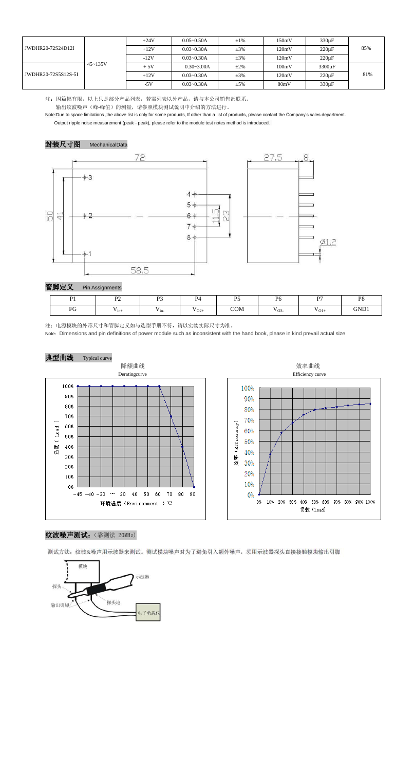| | | | | | | | |
|---|---|---|---|---|---|---|---|
| JWDHR20-72S24D12I | 45~135V | +24V | 0.05~0.50A | ±1% | 150mV | 330μF | 85% |
| | | +12V | 0.03~0.30A | ±3% | 120mV | 220μF | |
| | | -12V | 0.03~0.30A | ±3% | 120mV | 220μF | |
| JWDHR20-72S5S12S-5I | | + 5V | 0.30~3.00A | ±2% | 100mV | 3300μF | 81% |
| | | +12V | 0.03~0.30A | ±3% | 120mV | 220μF | |
| | | -5V | 0.03~0.30A | ±5% | 80mV | 330μF | |

注：因篇幅有限，以上只是部分产品列表，若需列表以外产品，请与本公司销售部联系。

输出纹波噪声（峰-峰值）的测量，请参照模块测试说明中介绍的方法进行。

Note:Due to space limitations ,the above list is only for some products, If other than a list of products, please contact the Company's sales department.

Output ripple noise measurement (peak - peak), please refer to the module test notes method is introduced.

## 封装尺寸图 MechanicalData

72

27.5

8

50

41

3

2

1

4

5

6

7

8

11.5

23

Ø1.2

58.5

## 管脚定义 Pin Assignments

| P1 | P2 | P3 | P4 | P5 | P6 | P7 | P8 |
|---|---|---|---|---|---|---|---|
| FG | $V_{in+}$ | $V_{in-}$ | $V_{O2+}$ | COM | $V_{O3-}$ | $V_{O1+}$ | GND1 |

注：电源模块的外形尺寸和管脚定义如与选型手册不符，请以实物实际尺寸为准。

Note：Dimensions and pin definitions of power module such as inconsistent with the hand book, please in kind prevail actual size

## 典型曲线 Typical curve

降额曲线

Deratingcurve

100% 90% 80% 70% 60% 50% 40% 30% 20% 10% 0%

负载（Load）

-45 -40 -30 ... 30 40 50 60 70 80 90

环境温度（Environment ）℃

效率曲线

Efficiency curve

100% 90% 80% 70% 60% 50% 40% 30% 20% 10% 0%

效率（Efficiency）

0% 10% 20% 30% 40% 50% 60% 70% 80% 90% 100%

负载（Load）

## 纹波噪声测试：（靠测法 20MHz）

测试方法：纹波&噪声用示波器来测试。测试模块噪声时为了避免引入额外噪声，须用示波器探头直接接触模块输出引脚

模块

示波器

探头

探头地

输出引脚

电子负载仪